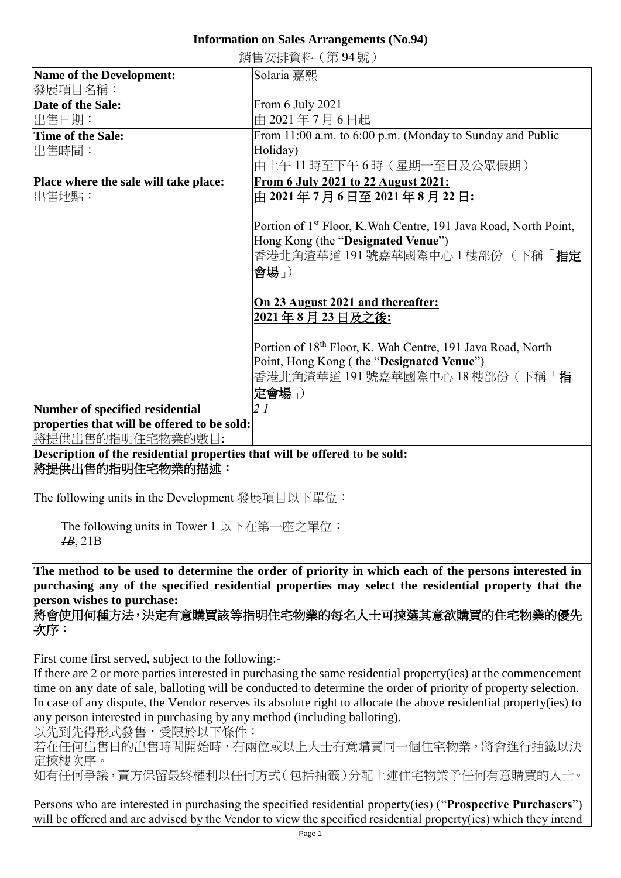# Information on Sales Arrangements (No.94)

銷售安排資料（第 94 號）

| Name of the Development:<br>發展項目名稱： | Solaria 嘉熙 |
|---|---|
| **Date of the Sale:**<br>出售日期： | From 6 July 2021<br>由 2021 年 7 月 6 日起 |
| **Time of the Sale:**<br>出售時間： | From 11:00 a.m. to 6:00 p.m. (Monday to Sunday and Public Holiday)<br>由上午 11 時至下午 6 時（星期一至日及公眾假期） |
| **Place where the sale will take place:**<br>出售地點： | **From 6 July 2021 to 22 August 2021:**<br>**由 2021 年 7 月 6 日至 2021 年 8 月 22 日:**<br><br>Portion of 1st Floor, K.Wah Centre, 191 Java Road, North Point, Hong Kong (the "**Designated Venue**")<br>香港北角渣華道 191 號嘉華國際中心 1 樓部份（下稱「**指定會場**」）<br><br>**On 23 August 2021 and thereafter:**<br>**2021 年 8 月 23 日及之後:**<br><br>Portion of 18th Floor, K. Wah Centre, 191 Java Road, North Point, Hong Kong ( the "**Designated Venue**")<br>香港北角渣華道 191 號嘉華國際中心 18 樓部份（下稱「**指定會場**」） |
| **Number of specified residential properties that will be offered to be sold:**<br>將提供出售的指明住宅物業的數目: | ~~2~~ 1 |

**Description of the residential properties that will be offered to be sold:**
**將提供出售的指明住宅物業的描述：**

The following units in the Development 發展項目以下單位：

The following units in Tower 1 以下在第一座之單位：
~~1B~~, 21B

**The method to be used to determine the order of priority in which each of the persons interested in purchasing any of the specified residential properties may select the residential property that the person wishes to purchase:**
**將會使用何種方法，決定有意購買該等指明住宅物業的每名人士可揀選其意欲購買的住宅物業的優先次序：**

First come first served, subject to the following:-
If there are 2 or more parties interested in purchasing the same residential property(ies) at the commencement time on any date of sale, balloting will be conducted to determine the order of priority of property selection. In case of any dispute, the Vendor reserves its absolute right to allocate the above residential property(ies) to any person interested in purchasing by any method (including balloting).
以先到先得形式發售，受限於以下條件：
若在任何出售日的出售時間開始時，有兩位或以上人士有意購買同一個住宅物業，將會進行抽籤以決定揀樓次序。
如有任何爭議，賣方保留最終權利以任何方式（包括抽籤）分配上述住宅物業予任何有意購買的人士。

Persons who are interested in purchasing the specified residential property(ies) ("**Prospective Purchasers**") will be offered and are advised by the Vendor to view the specified residential property(ies) which they intend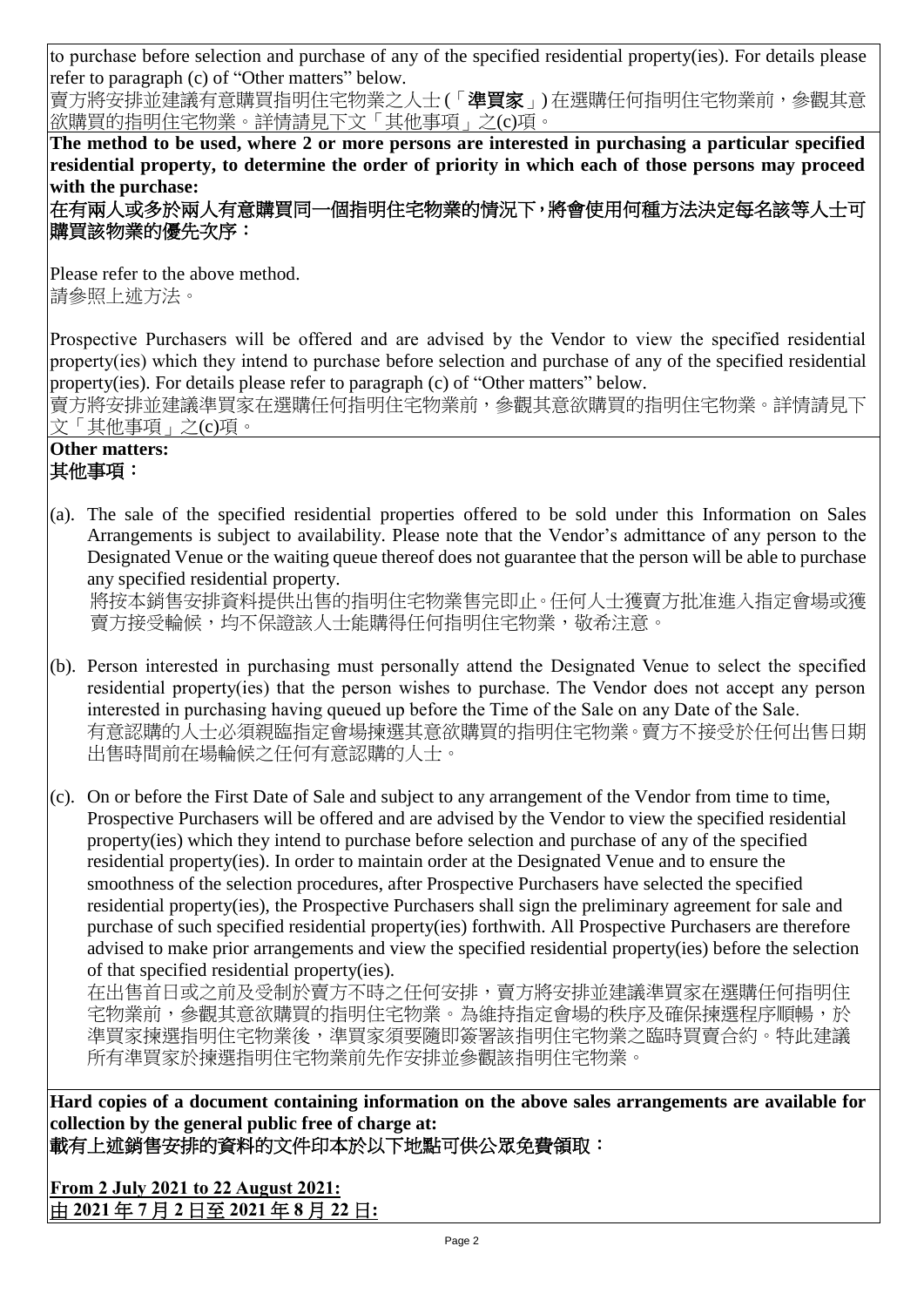to purchase before selection and purchase of any of the specified residential property(ies). For details please refer to paragraph (c) of "Other matters" below.

賣方將安排並建議有意購買指明住宅物業之人士 (「**準買家**」) 在選購任何指明住宅物業前，參觀其意欲購買的指明住宅物業。詳情請見下文「其他事項」之(c)項。

**The method to be used, where 2 or more persons are interested in purchasing a particular specified residential property, to determine the order of priority in which each of those persons may proceed with the purchase:**

**在有兩人或多於兩人有意購買同一個指明住宅物業的情況下，將會使用何種方法決定每名該等人士可購買該物業的優先次序：**

Please refer to the above method.

請參照上述方法。

Prospective Purchasers will be offered and are advised by the Vendor to view the specified residential property(ies) which they intend to purchase before selection and purchase of any of the specified residential property(ies). For details please refer to paragraph (c) of "Other matters" below.

賣方將安排並建議準買家在選購任何指明住宅物業前，參觀其意欲購買的指明住宅物業。詳情請見下文「其他事項」之(c)項。

**Other matters:**

**其他事項：**

(a). The sale of the specified residential properties offered to be sold under this Information on Sales Arrangements is subject to availability. Please note that the Vendor's admittance of any person to the Designated Venue or the waiting queue thereof does not guarantee that the person will be able to purchase any specified residential property.

將按本銷售安排資料提供出售的指明住宅物業售完即止。任何人士獲賣方批准進入指定會場或獲賣方接受輪候，均不保證該人士能購得任何指明住宅物業，敬希注意。

(b). Person interested in purchasing must personally attend the Designated Venue to select the specified residential property(ies) that the person wishes to purchase. The Vendor does not accept any person interested in purchasing having queued up before the Time of the Sale on any Date of the Sale.

有意認購的人士必須親臨指定會場揀選其意欲購買的指明住宅物業。賣方不接受於任何出售日期出售時間前在場輪候之任何有意認購的人士。

(c). On or before the First Date of Sale and subject to any arrangement of the Vendor from time to time, Prospective Purchasers will be offered and are advised by the Vendor to view the specified residential property(ies) which they intend to purchase before selection and purchase of any of the specified residential property(ies). In order to maintain order at the Designated Venue and to ensure the smoothness of the selection procedures, after Prospective Purchasers have selected the specified residential property(ies), the Prospective Purchasers shall sign the preliminary agreement for sale and purchase of such specified residential property(ies) forthwith. All Prospective Purchasers are therefore advised to make prior arrangements and view the specified residential property(ies) before the selection of that specified residential property(ies).

在出售首日或之前及受制於賣方不時之任何安排，賣方將安排並建議準買家在選購任何指明住宅物業前，參觀其意欲購買的指明住宅物業。為維持指定會場的秩序及確保揀選程序順暢，於準買家揀選指明住宅物業後，準買家須要隨即簽署該指明住宅物業之臨時買賣合約。特此建議所有準買家於揀選指明住宅物業前先作安排並參觀該指明住宅物業。

**Hard copies of a document containing information on the above sales arrangements are available for collection by the general public free of charge at:**

**載有上述銷售安排的資料的文件印本於以下地點可供公眾免費領取：**

**From 2 July 2021 to 22 August 2021:**

**由 2021 年 7 月 2 日至 2021 年 8 月 22 日:**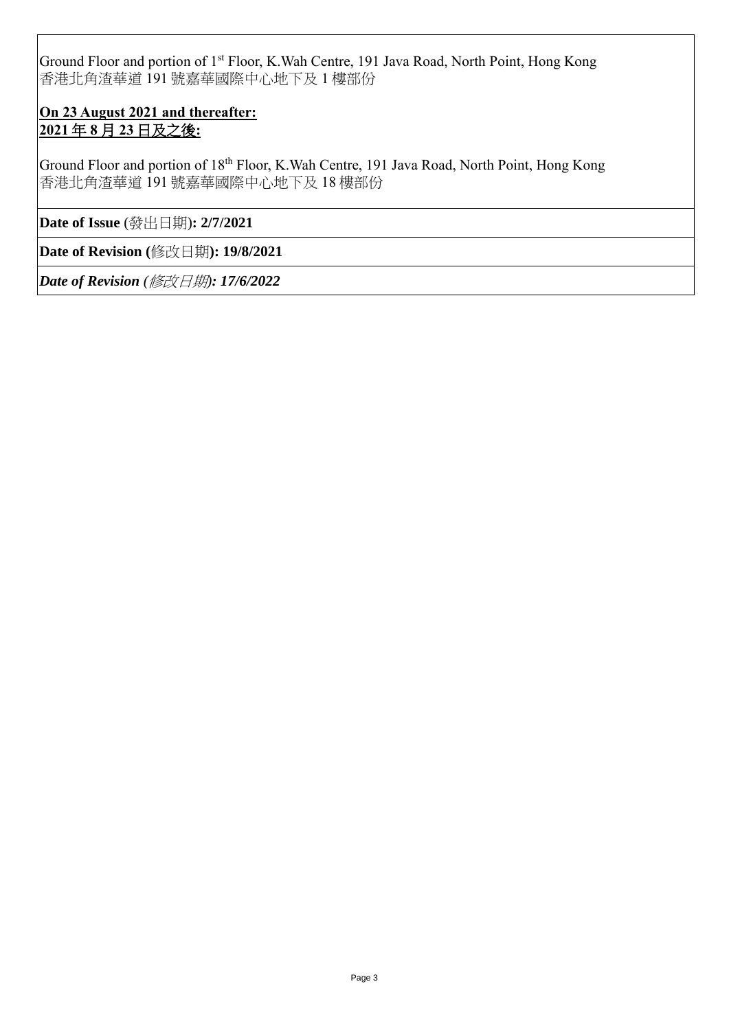Ground Floor and portion of 1st Floor, K.Wah Centre, 191 Java Road, North Point, Hong Kong
香港北角渣華道 191 號嘉華國際中心地下及 1 樓部份

**On 23 August 2021 and thereafter:**
**2021 年 8 月 23 日及之後:**

Ground Floor and portion of 18th Floor, K.Wah Centre, 191 Java Road, North Point, Hong Kong
香港北角渣華道 191 號嘉華國際中心地下及 18 樓部份

**Date of Issue** (發出日期)**: 2/7/2021**

**Date of Revision (**修改日期**): 19/8/2021**

***Date of Revision (修改日期): 17/6/2022***